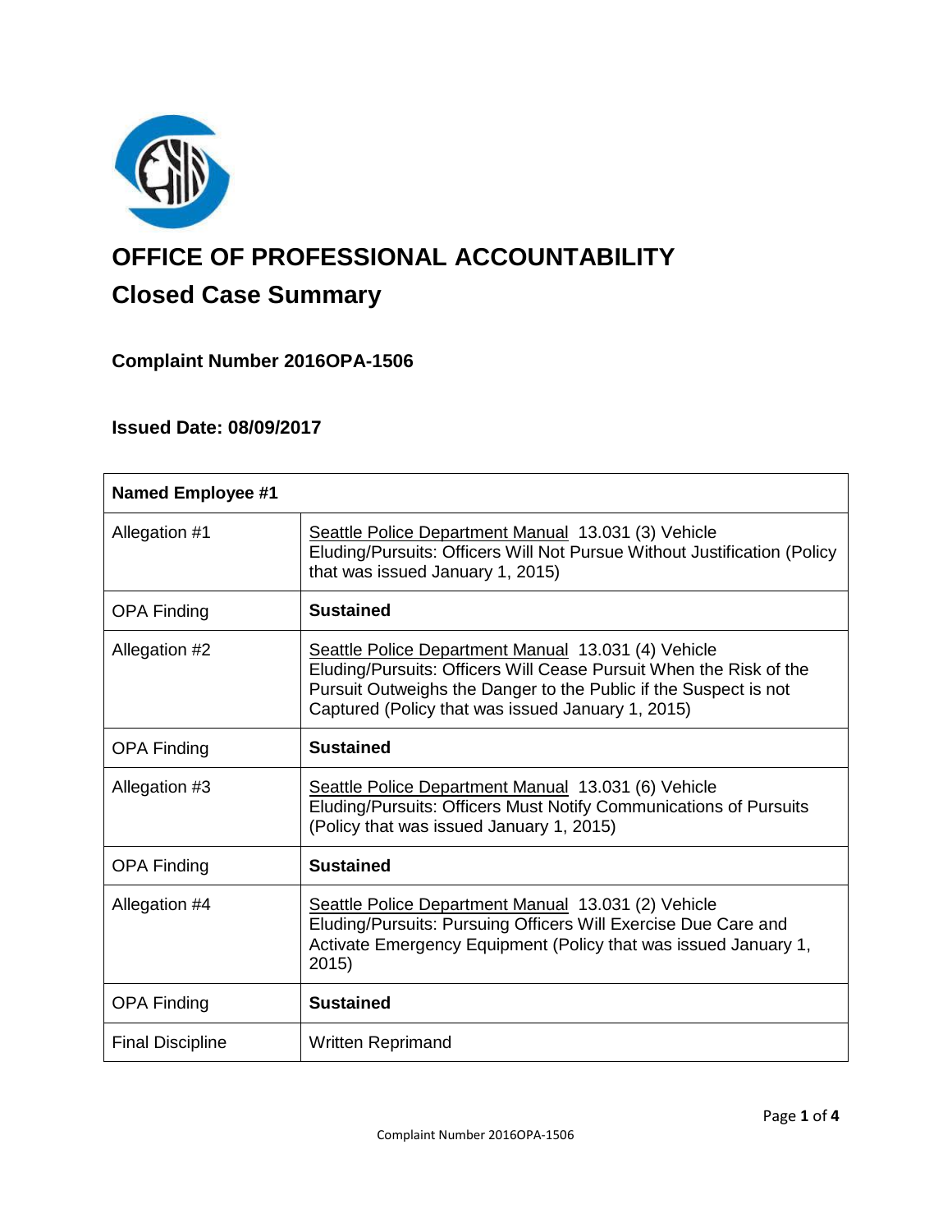# OFFICE OF PROFESSIONAL ACCOUNTABILITY

## Closed Case Summary

### Complaint Number 2016OPA-1506

### Issued Date: 08/09/2017

| **Named Employee #1** | |
|---|---|
| Allegation #1 | Seattle Police Department Manual 13.031 (3) Vehicle Eluding/Pursuits: Officers Will Not Pursue Without Justification (Policy that was issued January 1, 2015) |
| OPA Finding | **Sustained** |
| Allegation #2 | Seattle Police Department Manual 13.031 (4) Vehicle Eluding/Pursuits: Officers Will Cease Pursuit When the Risk of the Pursuit Outweighs the Danger to the Public if the Suspect is not Captured (Policy that was issued January 1, 2015) |
| OPA Finding | **Sustained** |
| Allegation #3 | Seattle Police Department Manual 13.031 (6) Vehicle Eluding/Pursuits: Officers Must Notify Communications of Pursuits (Policy that was issued January 1, 2015) |
| OPA Finding | **Sustained** |
| Allegation #4 | Seattle Police Department Manual 13.031 (2) Vehicle Eluding/Pursuits: Pursuing Officers Will Exercise Due Care and Activate Emergency Equipment (Policy that was issued January 1, 2015) |
| OPA Finding | **Sustained** |
| Final Discipline | Written Reprimand |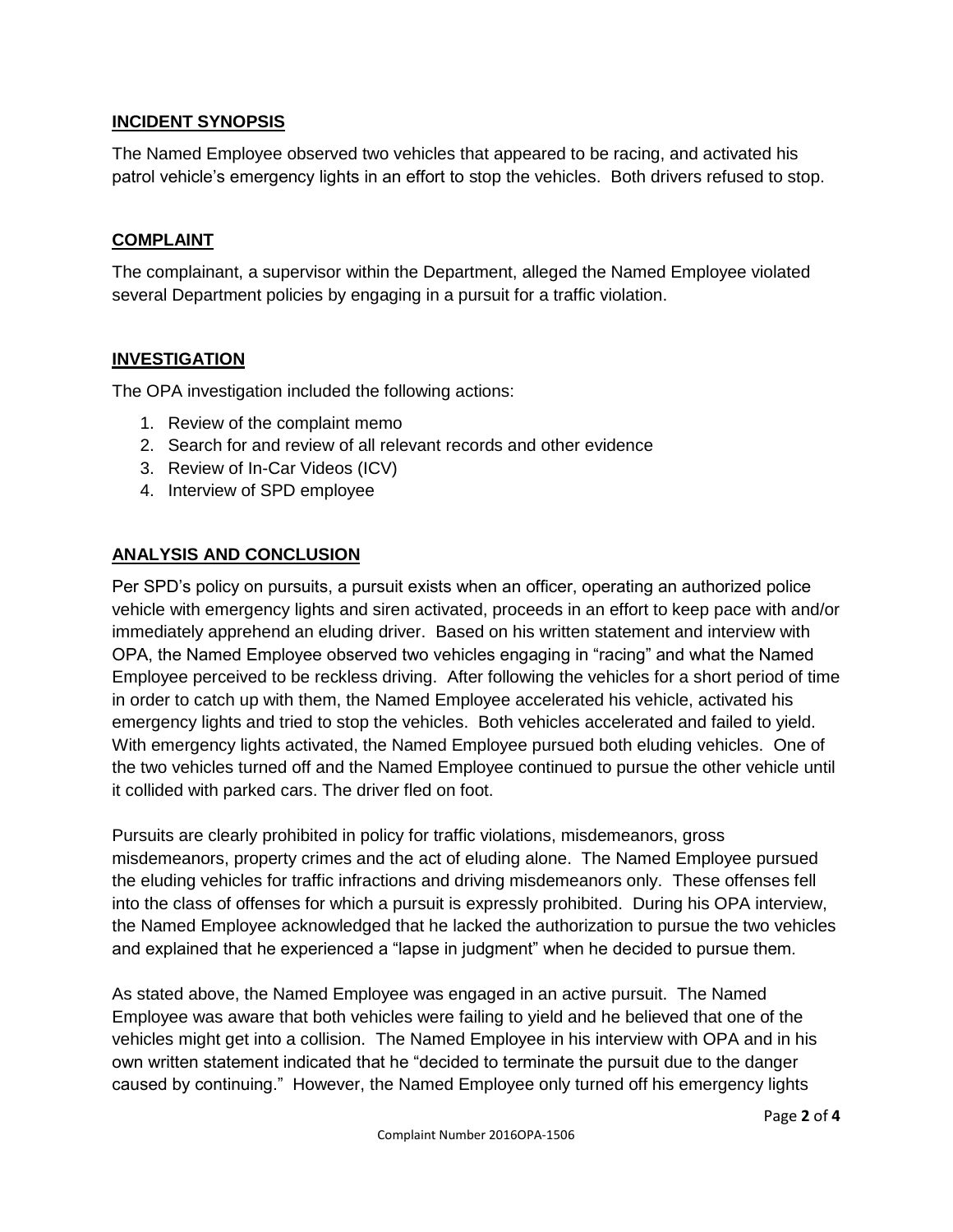## INCIDENT SYNOPSIS

The Named Employee observed two vehicles that appeared to be racing, and activated his patrol vehicle's emergency lights in an effort to stop the vehicles. Both drivers refused to stop.

## COMPLAINT

The complainant, a supervisor within the Department, alleged the Named Employee violated several Department policies by engaging in a pursuit for a traffic violation.

## INVESTIGATION

The OPA investigation included the following actions:

1. Review of the complaint memo
2. Search for and review of all relevant records and other evidence
3. Review of In-Car Videos (ICV)
4. Interview of SPD employee

## ANALYSIS AND CONCLUSION

Per SPD's policy on pursuits, a pursuit exists when an officer, operating an authorized police vehicle with emergency lights and siren activated, proceeds in an effort to keep pace with and/or immediately apprehend an eluding driver. Based on his written statement and interview with OPA, the Named Employee observed two vehicles engaging in "racing" and what the Named Employee perceived to be reckless driving. After following the vehicles for a short period of time in order to catch up with them, the Named Employee accelerated his vehicle, activated his emergency lights and tried to stop the vehicles. Both vehicles accelerated and failed to yield. With emergency lights activated, the Named Employee pursued both eluding vehicles. One of the two vehicles turned off and the Named Employee continued to pursue the other vehicle until it collided with parked cars. The driver fled on foot.

Pursuits are clearly prohibited in policy for traffic violations, misdemeanors, gross misdemeanors, property crimes and the act of eluding alone. The Named Employee pursued the eluding vehicles for traffic infractions and driving misdemeanors only. These offenses fell into the class of offenses for which a pursuit is expressly prohibited. During his OPA interview, the Named Employee acknowledged that he lacked the authorization to pursue the two vehicles and explained that he experienced a "lapse in judgment" when he decided to pursue them.

As stated above, the Named Employee was engaged in an active pursuit. The Named Employee was aware that both vehicles were failing to yield and he believed that one of the vehicles might get into a collision. The Named Employee in his interview with OPA and in his own written statement indicated that he "decided to terminate the pursuit due to the danger caused by continuing." However, the Named Employee only turned off his emergency lights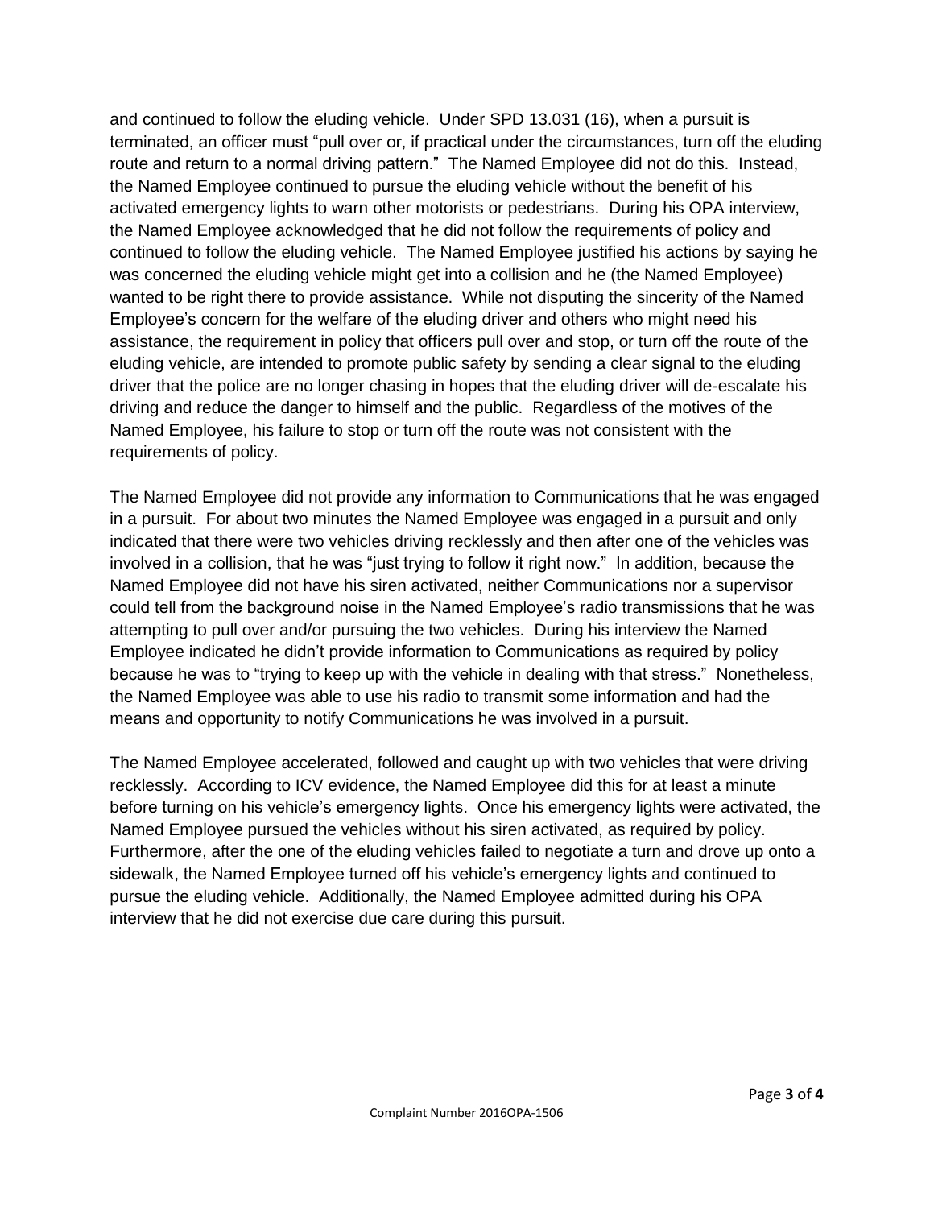and continued to follow the eluding vehicle. Under SPD 13.031 (16), when a pursuit is terminated, an officer must "pull over or, if practical under the circumstances, turn off the eluding route and return to a normal driving pattern." The Named Employee did not do this. Instead, the Named Employee continued to pursue the eluding vehicle without the benefit of his activated emergency lights to warn other motorists or pedestrians. During his OPA interview, the Named Employee acknowledged that he did not follow the requirements of policy and continued to follow the eluding vehicle. The Named Employee justified his actions by saying he was concerned the eluding vehicle might get into a collision and he (the Named Employee) wanted to be right there to provide assistance. While not disputing the sincerity of the Named Employee's concern for the welfare of the eluding driver and others who might need his assistance, the requirement in policy that officers pull over and stop, or turn off the route of the eluding vehicle, are intended to promote public safety by sending a clear signal to the eluding driver that the police are no longer chasing in hopes that the eluding driver will de-escalate his driving and reduce the danger to himself and the public. Regardless of the motives of the Named Employee, his failure to stop or turn off the route was not consistent with the requirements of policy.

The Named Employee did not provide any information to Communications that he was engaged in a pursuit. For about two minutes the Named Employee was engaged in a pursuit and only indicated that there were two vehicles driving recklessly and then after one of the vehicles was involved in a collision, that he was "just trying to follow it right now." In addition, because the Named Employee did not have his siren activated, neither Communications nor a supervisor could tell from the background noise in the Named Employee's radio transmissions that he was attempting to pull over and/or pursuing the two vehicles. During his interview the Named Employee indicated he didn't provide information to Communications as required by policy because he was to "trying to keep up with the vehicle in dealing with that stress." Nonetheless, the Named Employee was able to use his radio to transmit some information and had the means and opportunity to notify Communications he was involved in a pursuit.

The Named Employee accelerated, followed and caught up with two vehicles that were driving recklessly. According to ICV evidence, the Named Employee did this for at least a minute before turning on his vehicle's emergency lights. Once his emergency lights were activated, the Named Employee pursued the vehicles without his siren activated, as required by policy. Furthermore, after the one of the eluding vehicles failed to negotiate a turn and drove up onto a sidewalk, the Named Employee turned off his vehicle's emergency lights and continued to pursue the eluding vehicle. Additionally, the Named Employee admitted during his OPA interview that he did not exercise due care during this pursuit.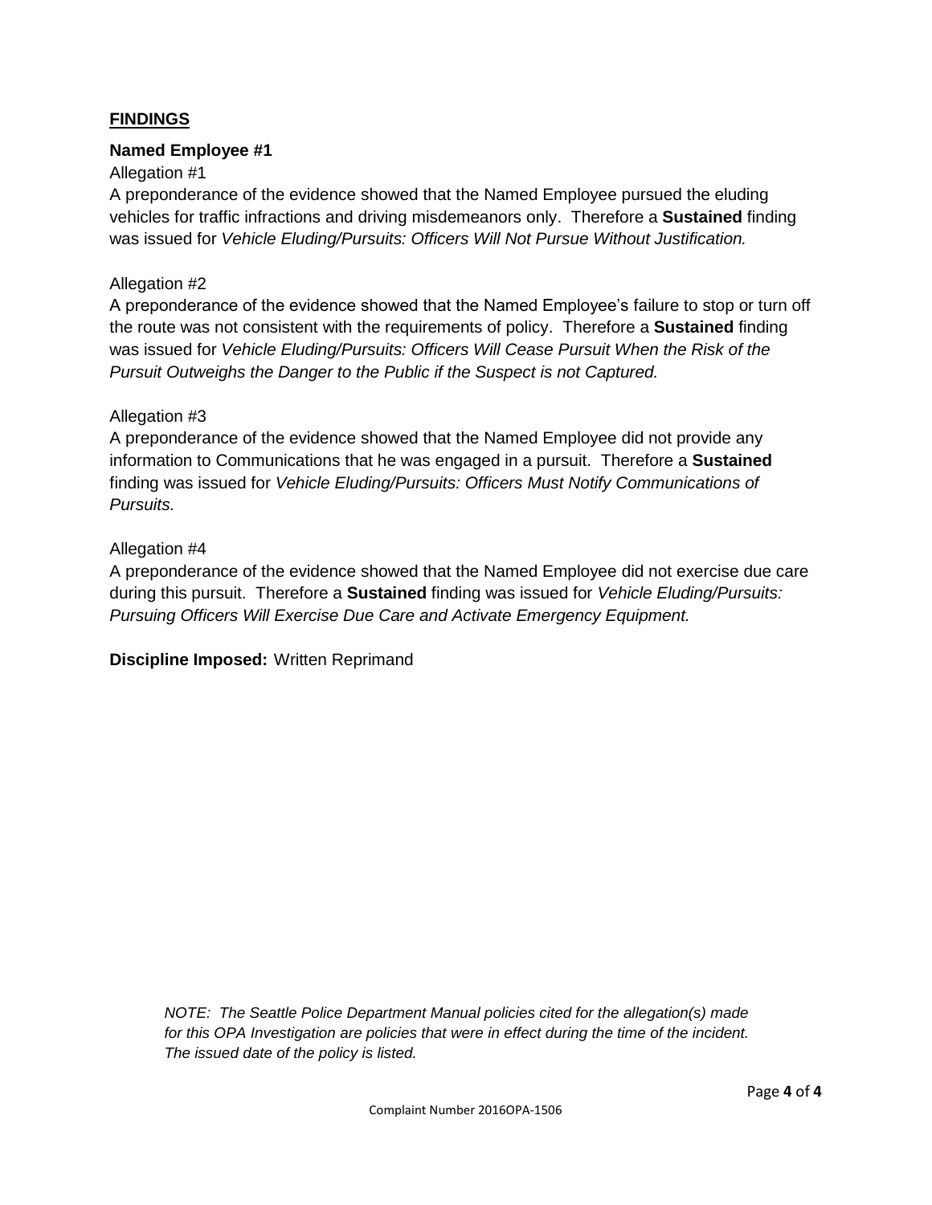## FINDINGS

### Named Employee #1

Allegation #1

A preponderance of the evidence showed that the Named Employee pursued the eluding vehicles for traffic infractions and driving misdemeanors only. Therefore a **Sustained** finding was issued for *Vehicle Eluding/Pursuits: Officers Will Not Pursue Without Justification.*

Allegation #2

A preponderance of the evidence showed that the Named Employee's failure to stop or turn off the route was not consistent with the requirements of policy. Therefore a **Sustained** finding was issued for *Vehicle Eluding/Pursuits: Officers Will Cease Pursuit When the Risk of the Pursuit Outweighs the Danger to the Public if the Suspect is not Captured.*

Allegation #3

A preponderance of the evidence showed that the Named Employee did not provide any information to Communications that he was engaged in a pursuit. Therefore a **Sustained** finding was issued for *Vehicle Eluding/Pursuits: Officers Must Notify Communications of Pursuits.*

Allegation #4

A preponderance of the evidence showed that the Named Employee did not exercise due care during this pursuit. Therefore a **Sustained** finding was issued for *Vehicle Eluding/Pursuits: Pursuing Officers Will Exercise Due Care and Activate Emergency Equipment.*

**Discipline Imposed:** Written Reprimand

*NOTE: The Seattle Police Department Manual policies cited for the allegation(s) made for this OPA Investigation are policies that were in effect during the time of the incident. The issued date of the policy is listed.*

Complaint Number 2016OPA-1506